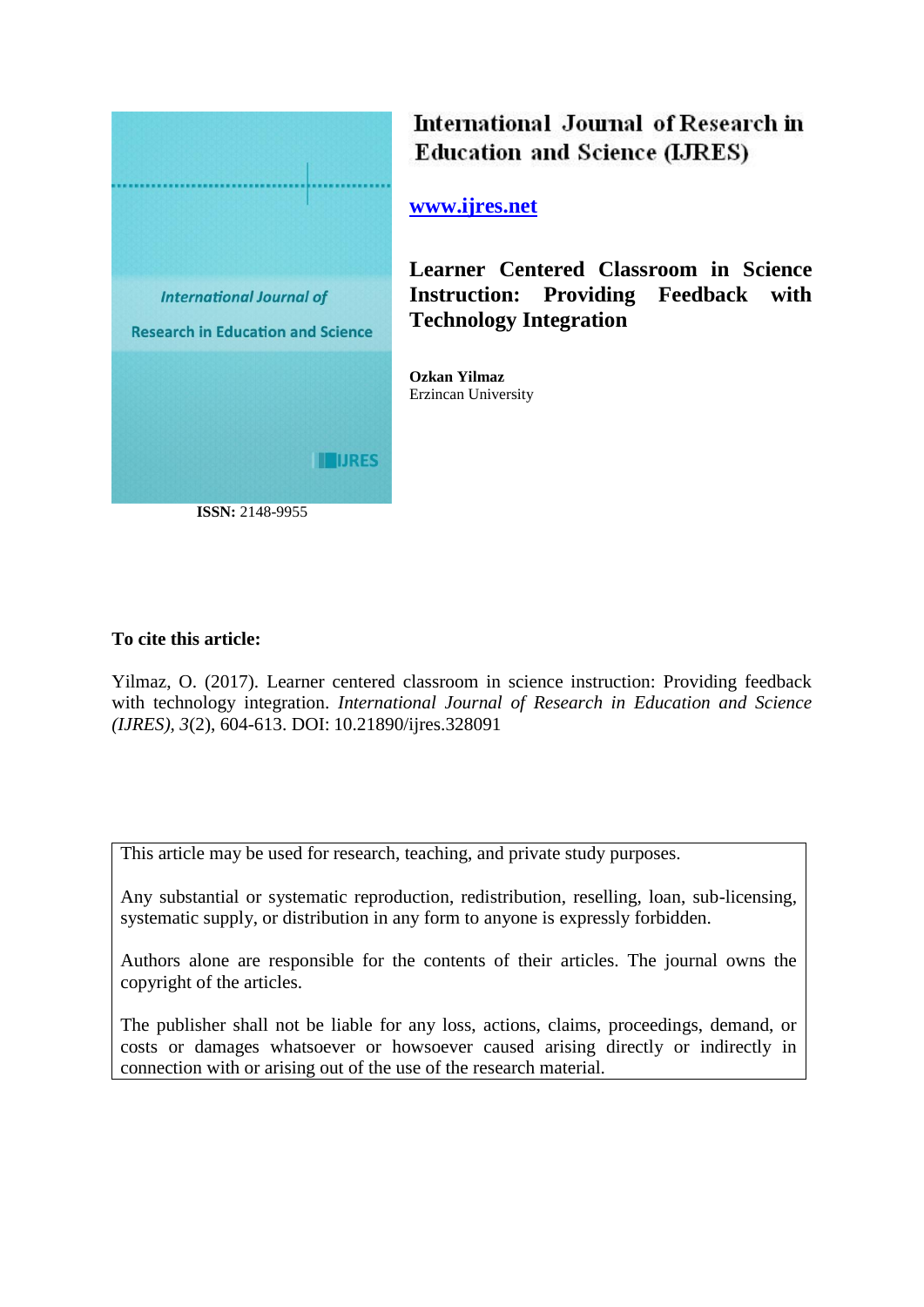International Journal of Research in Education and Science (IJRES)

www.ijres.net

# Learner Centered Classroom in Science Instruction: Providing Feedback with Technology Integration

**Ozkan Yilmaz**
Erzincan University

**ISSN:** 2148-9955

**To cite this article:**

Yilmaz, O. (2017). Learner centered classroom in science instruction: Providing feedback with technology integration. *International Journal of Research in Education and Science (IJRES), 3*(2), 604-613. DOI: 10.21890/ijres.328091

This article may be used for research, teaching, and private study purposes.

Any substantial or systematic reproduction, redistribution, reselling, loan, sub-licensing, systematic supply, or distribution in any form to anyone is expressly forbidden.

Authors alone are responsible for the contents of their articles. The journal owns the copyright of the articles.

The publisher shall not be liable for any loss, actions, claims, proceedings, demand, or costs or damages whatsoever or howsoever caused arising directly or indirectly in connection with or arising out of the use of the research material.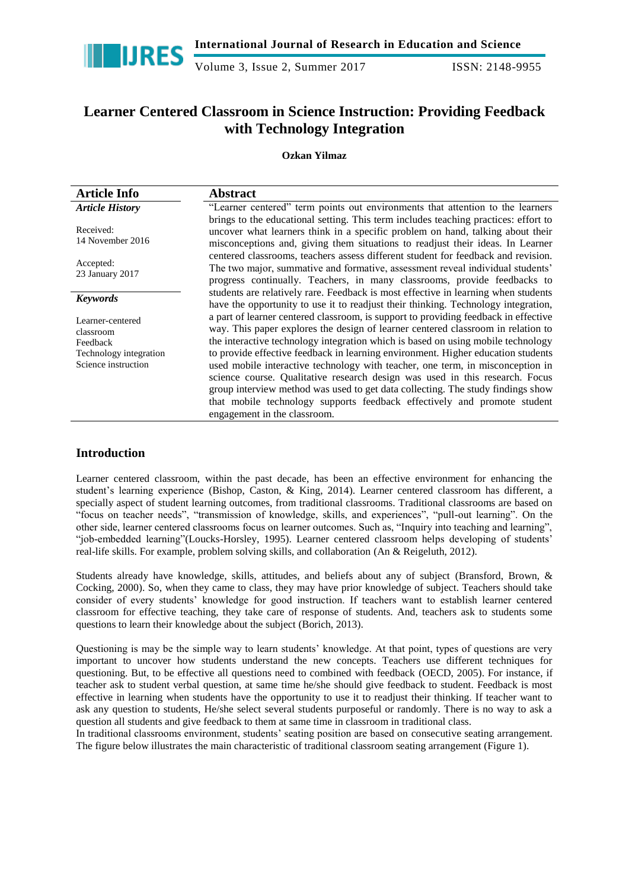# Learner Centered Classroom in Science Instruction: Providing Feedback with Technology Integration

**Ozkan Yilmaz**

| Article Info | Abstract |
|---|---|
| ***Article History*** <br><br> Received: 14 November 2016 <br><br> Accepted: 23 January 2017 <br><br> ***Keywords*** <br><br> Learner-centered classroom <br> Feedback <br> Technology integration <br> Science instruction | "Learner centered" term points out environments that attention to the learners brings to the educational setting. This term includes teaching practices: effort to uncover what learners think in a specific problem on hand, talking about their misconceptions and, giving them situations to readjust their ideas. In Learner centered classrooms, teachers assess different student for feedback and revision. The two major, summative and formative, assessment reveal individual students' progress continually. Teachers, in many classrooms, provide feedbacks to students are relatively rare. Feedback is most effective in learning when students have the opportunity to use it to readjust their thinking. Technology integration, a part of learner centered classroom, is support to providing feedback in effective way. This paper explores the design of learner centered classroom in relation to the interactive technology integration which is based on using mobile technology to provide effective feedback in learning environment. Higher education students used mobile interactive technology with teacher, one term, in misconception in science course. Qualitative research design was used in this research. Focus group interview method was used to get data collecting. The study findings show that mobile technology supports feedback effectively and promote student engagement in the classroom. |

## Introduction

Learner centered classroom, within the past decade, has been an effective environment for enhancing the student's learning experience (Bishop, Caston, & King, 2014). Learner centered classroom has different, a specially aspect of student learning outcomes, from traditional classrooms. Traditional classrooms are based on "focus on teacher needs", "transmission of knowledge, skills, and experiences", "pull-out learning". On the other side, learner centered classrooms focus on learner outcomes. Such as, "Inquiry into teaching and learning", "job-embedded learning"(Loucks-Horsley, 1995). Learner centered classroom helps developing of students' real-life skills. For example, problem solving skills, and collaboration (An & Reigeluth, 2012).

Students already have knowledge, skills, attitudes, and beliefs about any of subject (Bransford, Brown, & Cocking, 2000). So, when they came to class, they may have prior knowledge of subject. Teachers should take consider of every students' knowledge for good instruction. If teachers want to establish learner centered classroom for effective teaching, they take care of response of students. And, teachers ask to students some questions to learn their knowledge about the subject (Borich, 2013).

Questioning is may be the simple way to learn students' knowledge. At that point, types of questions are very important to uncover how students understand the new concepts. Teachers use different techniques for questioning. But, to be effective all questions need to combined with feedback (OECD, 2005). For instance, if teacher ask to student verbal question, at same time he/she should give feedback to student. Feedback is most effective in learning when students have the opportunity to use it to readjust their thinking. If teacher want to ask any question to students, He/she select several students purposeful or randomly. There is no way to ask a question all students and give feedback to them at same time in classroom in traditional class.

In traditional classrooms environment, students' seating position are based on consecutive seating arrangement. The figure below illustrates the main characteristic of traditional classroom seating arrangement (Figure 1).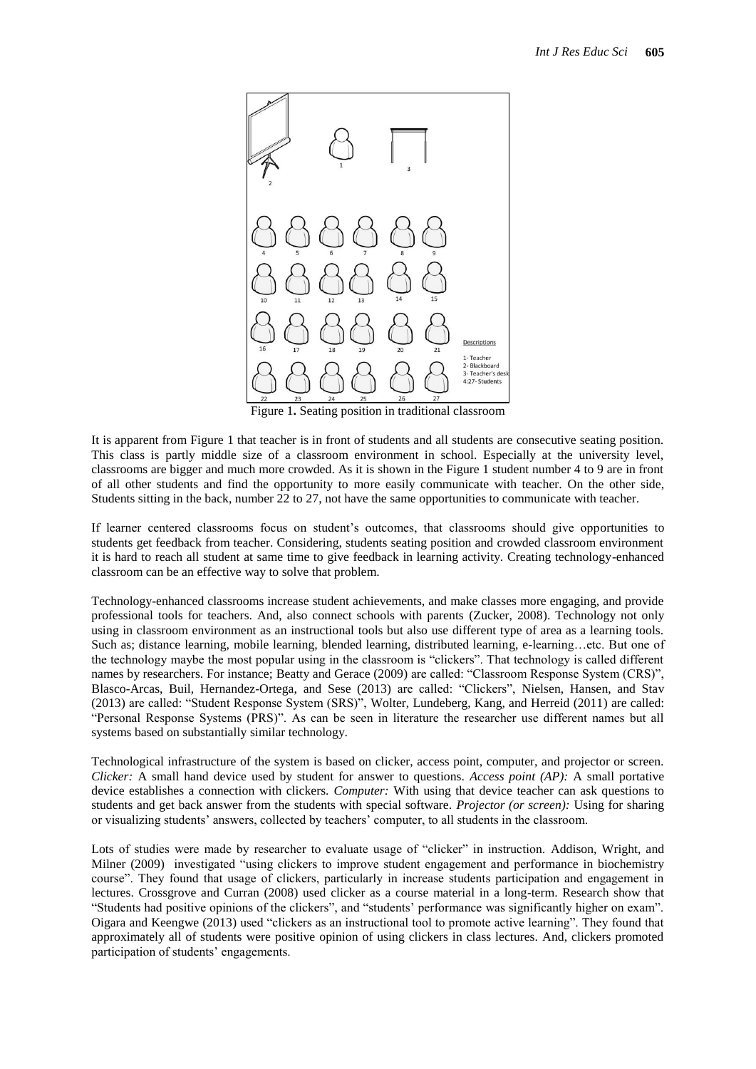Figure 1. Seating position in traditional classroom

It is apparent from Figure 1 that teacher is in front of students and all students are consecutive seating position. This class is partly middle size of a classroom environment in school. Especially at the university level, classrooms are bigger and much more crowded. As it is shown in the Figure 1 student number 4 to 9 are in front of all other students and find the opportunity to more easily communicate with teacher. On the other side, Students sitting in the back, number 22 to 27, not have the same opportunities to communicate with teacher.

If learner centered classrooms focus on student's outcomes, that classrooms should give opportunities to students get feedback from teacher. Considering, students seating position and crowded classroom environment it is hard to reach all student at same time to give feedback in learning activity. Creating technology-enhanced classroom can be an effective way to solve that problem.

Technology-enhanced classrooms increase student achievements, and make classes more engaging, and provide professional tools for teachers. And, also connect schools with parents (Zucker, 2008). Technology not only using in classroom environment as an instructional tools but also use different type of area as a learning tools. Such as; distance learning, mobile learning, blended learning, distributed learning, e-learning…etc. But one of the technology maybe the most popular using in the classroom is "clickers". That technology is called different names by researchers. For instance; Beatty and Gerace (2009) are called: "Classroom Response System (CRS)", Blasco-Arcas, Buil, Hernandez-Ortega, and Sese (2013) are called: "Clickers", Nielsen, Hansen, and Stav (2013) are called: "Student Response System (SRS)", Wolter, Lundeberg, Kang, and Herreid (2011) are called: "Personal Response Systems (PRS)". As can be seen in literature the researcher use different names but all systems based on substantially similar technology.

Technological infrastructure of the system is based on clicker, access point, computer, and projector or screen. *Clicker:* A small hand device used by student for answer to questions. *Access point (AP):* A small portative device establishes a connection with clickers. *Computer:* With using that device teacher can ask questions to students and get back answer from the students with special software. *Projector (or screen):* Using for sharing or visualizing students' answers, collected by teachers' computer, to all students in the classroom.

Lots of studies were made by researcher to evaluate usage of "clicker" in instruction. Addison, Wright, and Milner (2009) investigated "using clickers to improve student engagement and performance in biochemistry course". They found that usage of clickers, particularly in increase students participation and engagement in lectures. Crossgrove and Curran (2008) used clicker as a course material in a long-term. Research show that "Students had positive opinions of the clickers", and "students' performance was significantly higher on exam". Oigara and Keengwe (2013) used "clickers as an instructional tool to promote active learning". They found that approximately all of students were positive opinion of using clickers in class lectures. And, clickers promoted participation of students' engagements.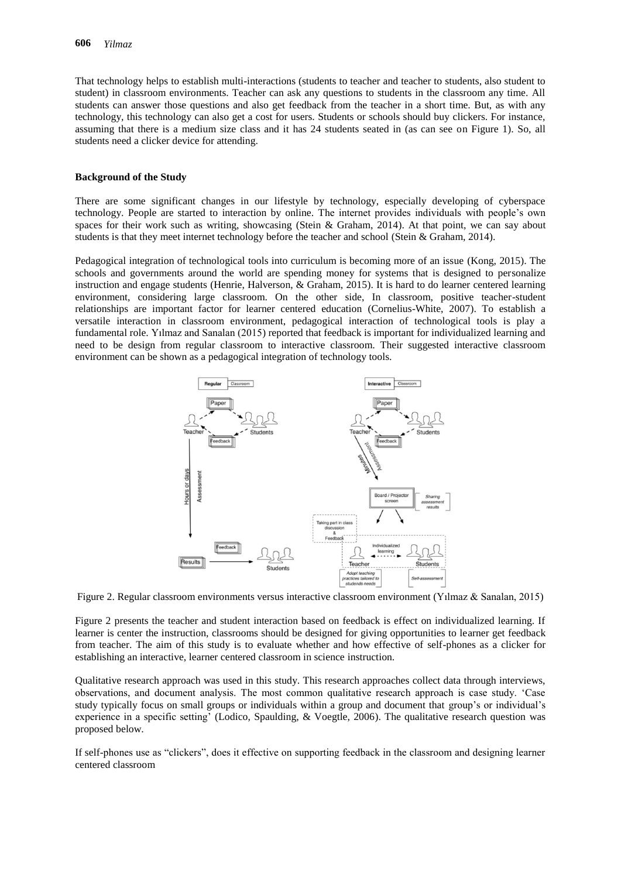That technology helps to establish multi-interactions (students to teacher and teacher to students, also student to student) in classroom environments. Teacher can ask any questions to students in the classroom any time. All students can answer those questions and also get feedback from the teacher in a short time. But, as with any technology, this technology can also get a cost for users. Students or schools should buy clickers. For instance, assuming that there is a medium size class and it has 24 students seated in (as can see on Figure 1). So, all students need a clicker device for attending.

**Background of the Study**

There are some significant changes in our lifestyle by technology, especially developing of cyberspace technology. People are started to interaction by online. The internet provides individuals with people's own spaces for their work such as writing, showcasing (Stein & Graham, 2014). At that point, we can say about students is that they meet internet technology before the teacher and school (Stein & Graham, 2014).

Pedagogical integration of technological tools into curriculum is becoming more of an issue (Kong, 2015). The schools and governments around the world are spending money for systems that is designed to personalize instruction and engage students (Henrie, Halverson, & Graham, 2015). It is hard to do learner centered learning environment, considering large classroom. On the other side, In classroom, positive teacher-student relationships are important factor for learner centered education (Cornelius-White, 2007). To establish a versatile interaction in classroom environment, pedagogical interaction of technological tools is play a fundamental role. Yılmaz and Sanalan (2015) reported that feedback is important for individualized learning and need to be design from regular classroom to interactive classroom. Their suggested interactive classroom environment can be shown as a pedagogical integration of technology tools.

Figure 2. Regular classroom environments versus interactive classroom environment (Yılmaz & Sanalan, 2015)

Figure 2 presents the teacher and student interaction based on feedback is effect on individualized learning. If learner is center the instruction, classrooms should be designed for giving opportunities to learner get feedback from teacher. The aim of this study is to evaluate whether and how effective of self-phones as a clicker for establishing an interactive, learner centered classroom in science instruction.

Qualitative research approach was used in this study. This research approaches collect data through interviews, observations, and document analysis. The most common qualitative research approach is case study. 'Case study typically focus on small groups or individuals within a group and document that group's or individual's experience in a specific setting' (Lodico, Spaulding, & Voegtle, 2006). The qualitative research question was proposed below.

If self-phones use as "clickers", does it effective on supporting feedback in the classroom and designing learner centered classroom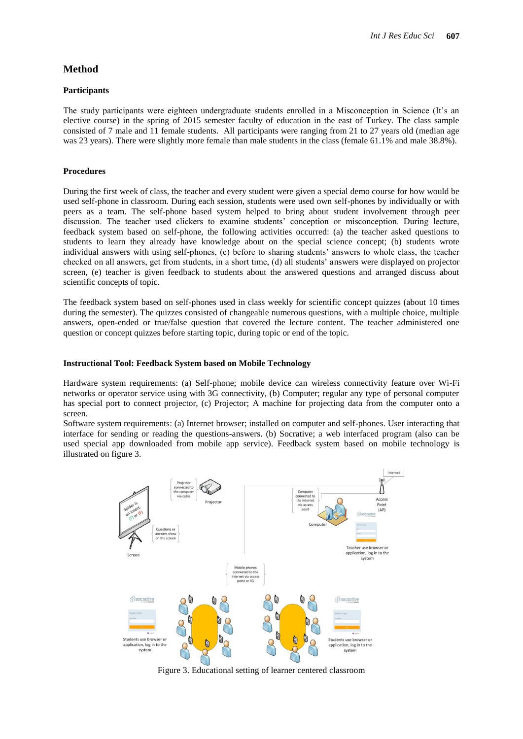## Method

### Participants

The study participants were eighteen undergraduate students enrolled in a Misconception in Science (It's an elective course) in the spring of 2015 semester faculty of education in the east of Turkey. The class sample consisted of 7 male and 11 female students. All participants were ranging from 21 to 27 years old (median age was 23 years). There were slightly more female than male students in the class (female 61.1% and male 38.8%).

### Procedures

During the first week of class, the teacher and every student were given a special demo course for how would be used self-phone in classroom. During each session, students were used own self-phones by individually or with peers as a team. The self-phone based system helped to bring about student involvement through peer discussion. The teacher used clickers to examine students' conception or misconception. During lecture, feedback system based on self-phone, the following activities occurred: (a) the teacher asked questions to students to learn they already have knowledge about on the special science concept; (b) students wrote individual answers with using self-phones, (c) before to sharing students' answers to whole class, the teacher checked on all answers, get from students, in a short time, (d) all students' answers were displayed on projector screen, (e) teacher is given feedback to students about the answered questions and arranged discuss about scientific concepts of topic.

The feedback system based on self-phones used in class weekly for scientific concept quizzes (about 10 times during the semester). The quizzes consisted of changeable numerous questions, with a multiple choice, multiple answers, open-ended or true/false question that covered the lecture content. The teacher administered one question or concept quizzes before starting topic, during topic or end of the topic.

### Instructional Tool: Feedback System based on Mobile Technology

Hardware system requirements: (a) Self-phone; mobile device can wireless connectivity feature over Wi-Fi networks or operator service using with 3G connectivity, (b) Computer; regular any type of personal computer has special port to connect projector, (c) Projector; A machine for projecting data from the computer onto a screen.

Software system requirements: (a) Internet browser; installed on computer and self-phones. User interacting that interface for sending or reading the questions-answers. (b) Socrative; a web interfaced program (also can be used special app downloaded from mobile app service). Feedback system based on mobile technology is illustrated on figure 3.

Figure 3. Educational setting of learner centered classroom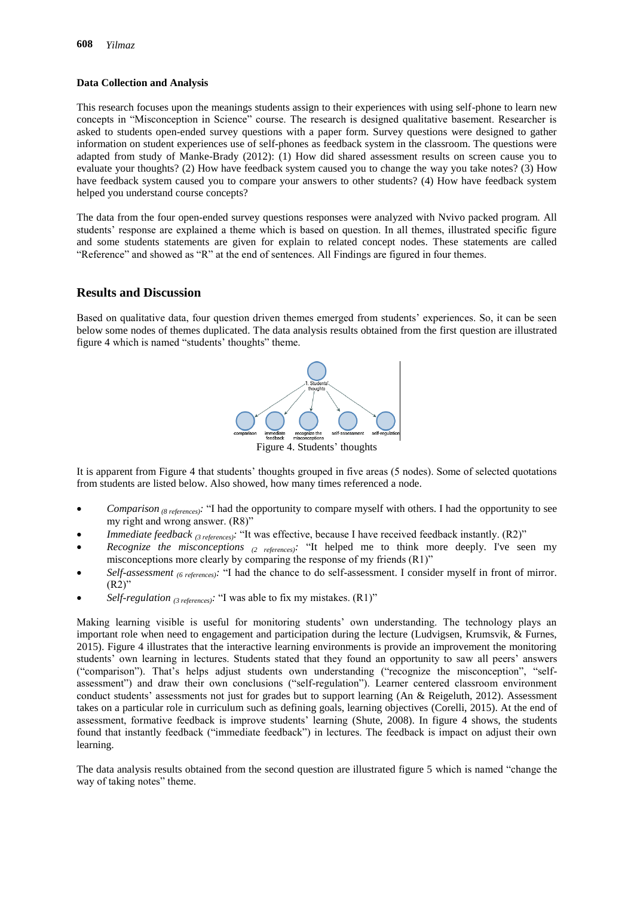#### Data Collection and Analysis

This research focuses upon the meanings students assign to their experiences with using self-phone to learn new concepts in "Misconception in Science" course. The research is designed qualitative basement. Researcher is asked to students open-ended survey questions with a paper form. Survey questions were designed to gather information on student experiences use of self-phones as feedback system in the classroom. The questions were adapted from study of Manke-Brady (2012): (1) How did shared assessment results on screen cause you to evaluate your thoughts? (2) How have feedback system caused you to change the way you take notes? (3) How have feedback system caused you to compare your answers to other students? (4) How have feedback system helped you understand course concepts?

The data from the four open-ended survey questions responses were analyzed with Nvivo packed program. All students' response are explained a theme which is based on question. In all themes, illustrated specific figure and some students statements are given for explain to related concept nodes. These statements are called "Reference" and showed as "R" at the end of sentences. All Findings are figured in four themes.

## Results and Discussion

Based on qualitative data, four question driven themes emerged from students' experiences. So, it can be seen below some nodes of themes duplicated. The data analysis results obtained from the first question are illustrated figure 4 which is named "students' thoughts" theme.

Figure 4. Students' thoughts

It is apparent from Figure 4 that students' thoughts grouped in five areas (5 nodes). Some of selected quotations from students are listed below. Also showed, how many times referenced a node.

- *Comparison* $_{(8\ references)}$: "I had the opportunity to compare myself with others. I had the opportunity to see my right and wrong answer. (R8)"
- *Immediate feedback* $_{(3\ references)}$: "It was effective, because I have received feedback instantly. (R2)"
- *Recognize the misconceptions* $_{(2\ references)}$: "It helped me to think more deeply. I've seen my misconceptions more clearly by comparing the response of my friends (R1)"
- *Self-assessment* $_{(6\ references)}$: "I had the chance to do self-assessment. I consider myself in front of mirror. (R2)"
- *Self-regulation* $_{(3\ references)}$: "I was able to fix my mistakes. (R1)"

Making learning visible is useful for monitoring students' own understanding. The technology plays an important role when need to engagement and participation during the lecture (Ludvigsen, Krumsvik, & Furnes, 2015). Figure 4 illustrates that the interactive learning environments is provide an improvement the monitoring students' own learning in lectures. Students stated that they found an opportunity to saw all peers' answers ("comparison"). That's helps adjust students own understanding ("recognize the misconception", "self-assessment") and draw their own conclusions ("self-regulation"). Learner centered classroom environment conduct students' assessments not just for grades but to support learning (An & Reigeluth, 2012). Assessment takes on a particular role in curriculum such as defining goals, learning objectives (Corelli, 2015). At the end of assessment, formative feedback is improve students' learning (Shute, 2008). In figure 4 shows, the students found that instantly feedback ("immediate feedback") in lectures. The feedback is impact on adjust their own learning.

The data analysis results obtained from the second question are illustrated figure 5 which is named "change the way of taking notes" theme.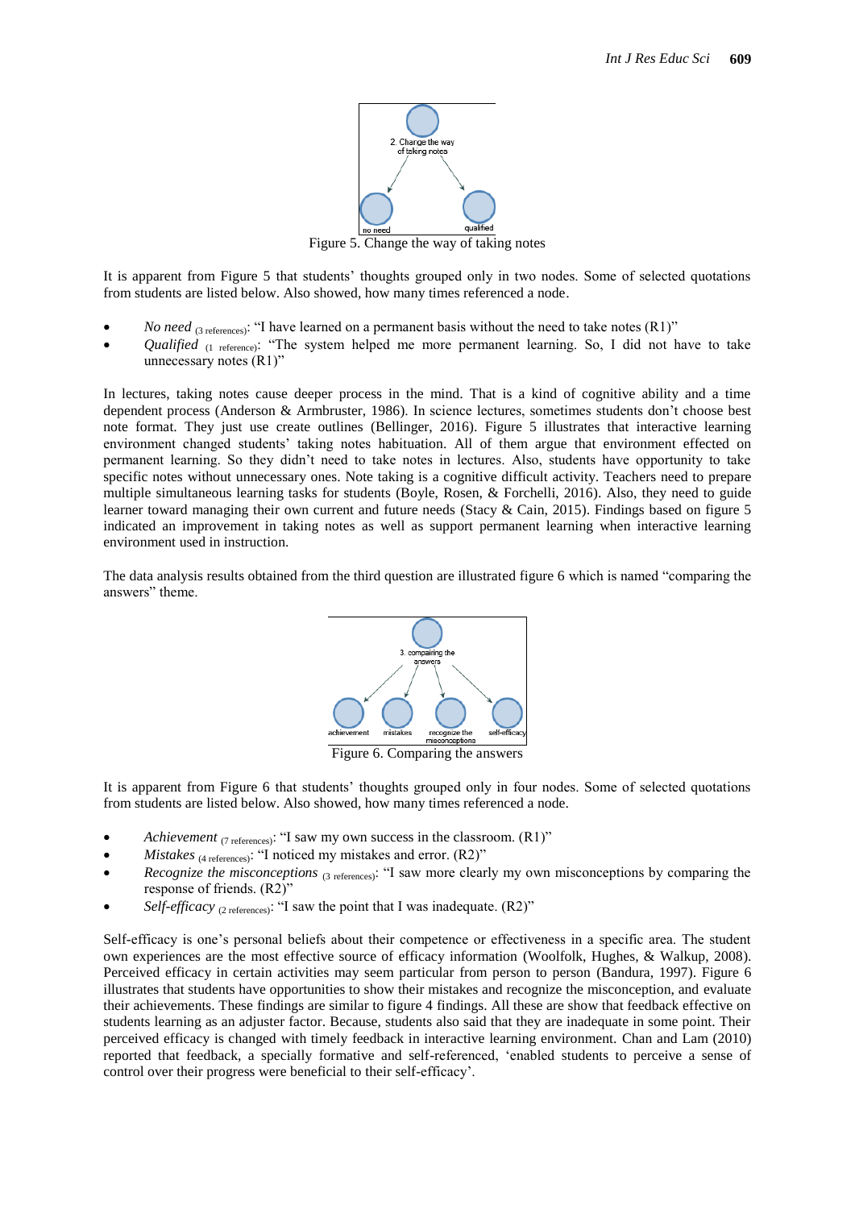Figure 5. Change the way of taking notes

It is apparent from Figure 5 that students' thoughts grouped only in two nodes. Some of selected quotations from students are listed below. Also showed, how many times referenced a node.

- *No need* (3 references): "I have learned on a permanent basis without the need to take notes (R1)"
- *Qualified* (1 reference): "The system helped me more permanent learning. So, I did not have to take unnecessary notes (R1)"

In lectures, taking notes cause deeper process in the mind. That is a kind of cognitive ability and a time dependent process (Anderson & Armbruster, 1986). In science lectures, sometimes students don't choose best note format. They just use create outlines (Bellinger, 2016). Figure 5 illustrates that interactive learning environment changed students' taking notes habituation. All of them argue that environment effected on permanent learning. So they didn't need to take notes in lectures. Also, students have opportunity to take specific notes without unnecessary ones. Note taking is a cognitive difficult activity. Teachers need to prepare multiple simultaneous learning tasks for students (Boyle, Rosen, & Forchelli, 2016). Also, they need to guide learner toward managing their own current and future needs (Stacy & Cain, 2015). Findings based on figure 5 indicated an improvement in taking notes as well as support permanent learning when interactive learning environment used in instruction.

The data analysis results obtained from the third question are illustrated figure 6 which is named "comparing the answers" theme.

Figure 6. Comparing the answers

It is apparent from Figure 6 that students' thoughts grouped only in four nodes. Some of selected quotations from students are listed below. Also showed, how many times referenced a node.

- *Achievement* (7 references): "I saw my own success in the classroom. (R1)"
- *Mistakes* (4 references): "I noticed my mistakes and error. (R2)"
- *Recognize the misconceptions* (3 references): "I saw more clearly my own misconceptions by comparing the response of friends. (R2)"
- *Self-efficacy* (2 references): "I saw the point that I was inadequate. (R2)"

Self-efficacy is one's personal beliefs about their competence or effectiveness in a specific area. The student own experiences are the most effective source of efficacy information (Woolfolk, Hughes, & Walkup, 2008). Perceived efficacy in certain activities may seem particular from person to person (Bandura, 1997). Figure 6 illustrates that students have opportunities to show their mistakes and recognize the misconception, and evaluate their achievements. These findings are similar to figure 4 findings. All these are show that feedback effective on students learning as an adjuster factor. Because, students also said that they are inadequate in some point. Their perceived efficacy is changed with timely feedback in interactive learning environment. Chan and Lam (2010) reported that feedback, a specially formative and self-referenced, 'enabled students to perceive a sense of control over their progress were beneficial to their self-efficacy'.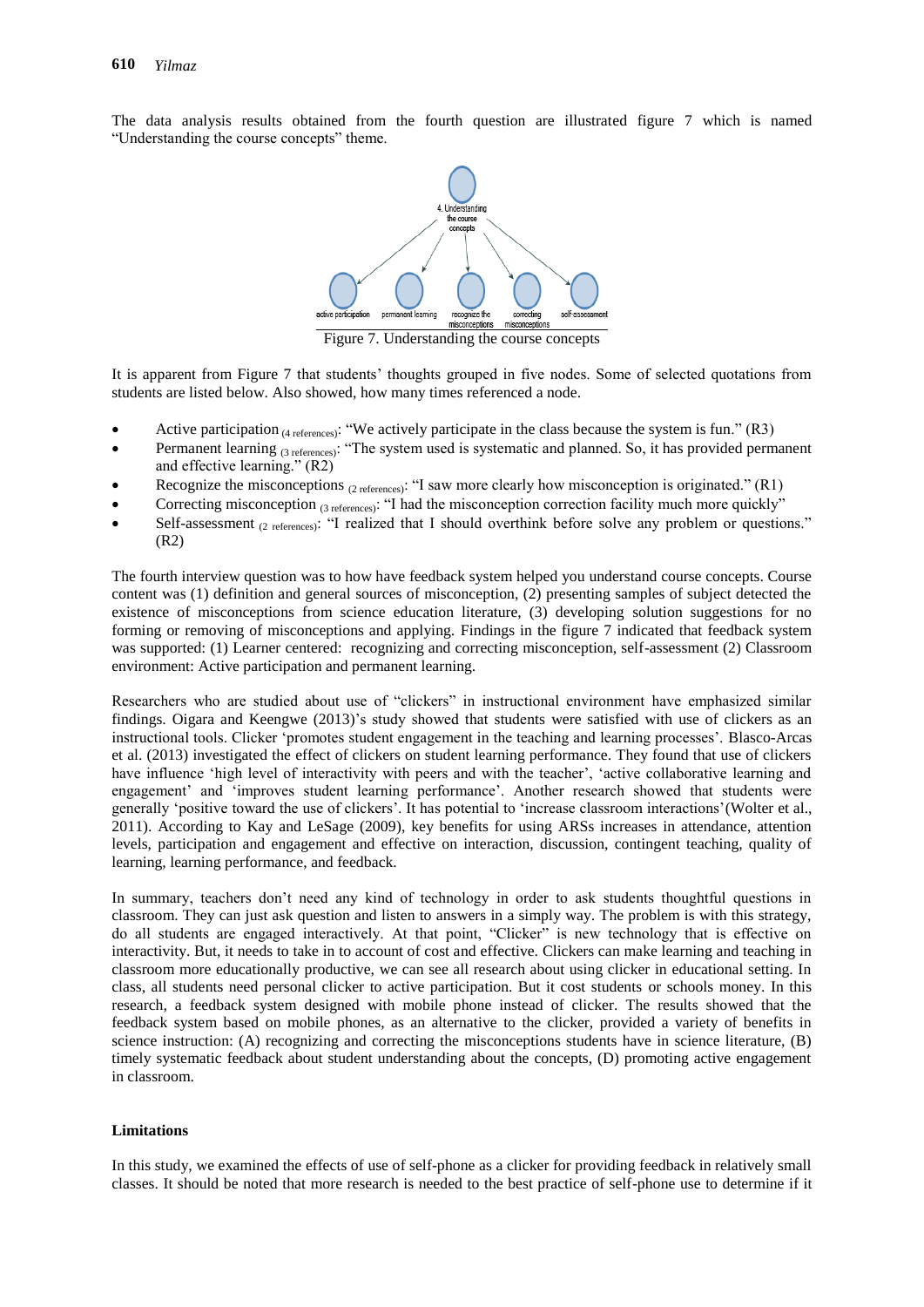The data analysis results obtained from the fourth question are illustrated figure 7 which is named "Understanding the course concepts" theme.

Figure 7. Understanding the course concepts

It is apparent from Figure 7 that students' thoughts grouped in five nodes. Some of selected quotations from students are listed below. Also showed, how many times referenced a node.

- Active participation (4 references): "We actively participate in the class because the system is fun." (R3)
- Permanent learning (3 references): "The system used is systematic and planned. So, it has provided permanent and effective learning." (R2)
- Recognize the misconceptions (2 references): "I saw more clearly how misconception is originated." (R1)
- Correcting misconception (3 references): "I had the misconception correction facility much more quickly"
- Self-assessment (2 references): "I realized that I should overthink before solve any problem or questions." (R2)

The fourth interview question was to how have feedback system helped you understand course concepts. Course content was (1) definition and general sources of misconception, (2) presenting samples of subject detected the existence of misconceptions from science education literature, (3) developing solution suggestions for no forming or removing of misconceptions and applying. Findings in the figure 7 indicated that feedback system was supported: (1) Learner centered: recognizing and correcting misconception, self-assessment (2) Classroom environment: Active participation and permanent learning.

Researchers who are studied about use of "clickers" in instructional environment have emphasized similar findings. Oigara and Keengwe (2013)'s study showed that students were satisfied with use of clickers as an instructional tools. Clicker 'promotes student engagement in the teaching and learning processes'. Blasco-Arcas et al. (2013) investigated the effect of clickers on student learning performance. They found that use of clickers have influence 'high level of interactivity with peers and with the teacher', 'active collaborative learning and engagement' and 'improves student learning performance'. Another research showed that students were generally 'positive toward the use of clickers'. It has potential to 'increase classroom interactions'(Wolter et al., 2011). According to Kay and LeSage (2009), key benefits for using ARSs increases in attendance, attention levels, participation and engagement and effective on interaction, discussion, contingent teaching, quality of learning, learning performance, and feedback.

In summary, teachers don't need any kind of technology in order to ask students thoughtful questions in classroom. They can just ask question and listen to answers in a simply way. The problem is with this strategy, do all students are engaged interactively. At that point, "Clicker" is new technology that is effective on interactivity. But, it needs to take in to account of cost and effective. Clickers can make learning and teaching in classroom more educationally productive, we can see all research about using clicker in educational setting. In class, all students need personal clicker to active participation. But it cost students or schools money. In this research, a feedback system designed with mobile phone instead of clicker. The results showed that the feedback system based on mobile phones, as an alternative to the clicker, provided a variety of benefits in science instruction: (A) recognizing and correcting the misconceptions students have in science literature, (B) timely systematic feedback about student understanding about the concepts, (D) promoting active engagement in classroom.

#### Limitations

In this study, we examined the effects of use of self-phone as a clicker for providing feedback in relatively small classes. It should be noted that more research is needed to the best practice of self-phone use to determine if it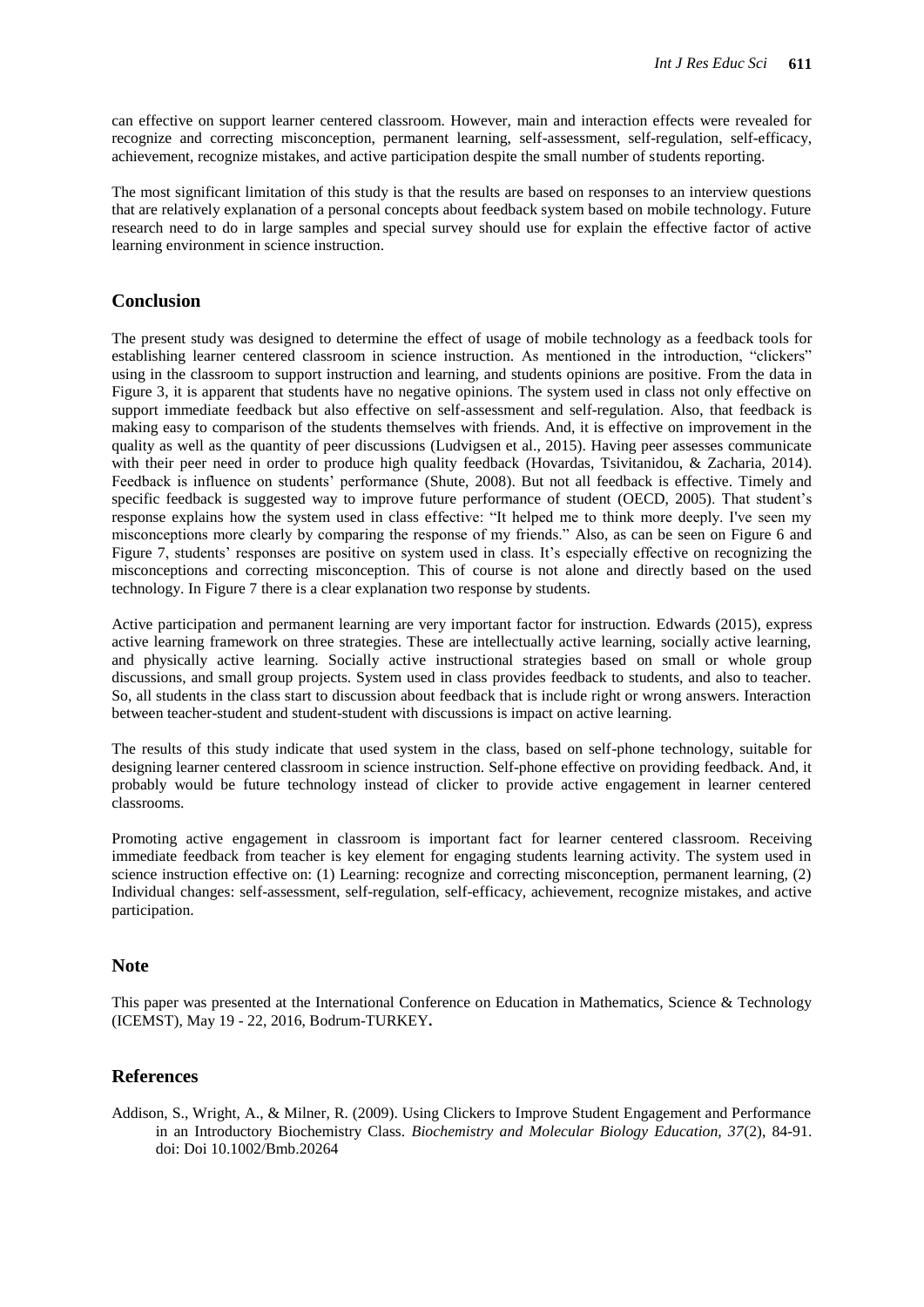can effective on support learner centered classroom. However, main and interaction effects were revealed for recognize and correcting misconception, permanent learning, self-assessment, self-regulation, self-efficacy, achievement, recognize mistakes, and active participation despite the small number of students reporting.

The most significant limitation of this study is that the results are based on responses to an interview questions that are relatively explanation of a personal concepts about feedback system based on mobile technology. Future research need to do in large samples and special survey should use for explain the effective factor of active learning environment in science instruction.

## Conclusion

The present study was designed to determine the effect of usage of mobile technology as a feedback tools for establishing learner centered classroom in science instruction. As mentioned in the introduction, "clickers" using in the classroom to support instruction and learning, and students opinions are positive. From the data in Figure 3, it is apparent that students have no negative opinions. The system used in class not only effective on support immediate feedback but also effective on self-assessment and self-regulation. Also, that feedback is making easy to comparison of the students themselves with friends. And, it is effective on improvement in the quality as well as the quantity of peer discussions (Ludvigsen et al., 2015). Having peer assesses communicate with their peer need in order to produce high quality feedback (Hovardas, Tsivitanidou, & Zacharia, 2014). Feedback is influence on students' performance (Shute, 2008). But not all feedback is effective. Timely and specific feedback is suggested way to improve future performance of student (OECD, 2005). That student's response explains how the system used in class effective: "It helped me to think more deeply. I've seen my misconceptions more clearly by comparing the response of my friends." Also, as can be seen on Figure 6 and Figure 7, students' responses are positive on system used in class. It's especially effective on recognizing the misconceptions and correcting misconception. This of course is not alone and directly based on the used technology. In Figure 7 there is a clear explanation two response by students.

Active participation and permanent learning are very important factor for instruction. Edwards (2015), express active learning framework on three strategies. These are intellectually active learning, socially active learning, and physically active learning. Socially active instructional strategies based on small or whole group discussions, and small group projects. System used in class provides feedback to students, and also to teacher. So, all students in the class start to discussion about feedback that is include right or wrong answers. Interaction between teacher-student and student-student with discussions is impact on active learning.

The results of this study indicate that used system in the class, based on self-phone technology, suitable for designing learner centered classroom in science instruction. Self-phone effective on providing feedback. And, it probably would be future technology instead of clicker to provide active engagement in learner centered classrooms.

Promoting active engagement in classroom is important fact for learner centered classroom. Receiving immediate feedback from teacher is key element for engaging students learning activity. The system used in science instruction effective on: (1) Learning: recognize and correcting misconception, permanent learning, (2) Individual changes: self-assessment, self-regulation, self-efficacy, achievement, recognize mistakes, and active participation.

## Note

This paper was presented at the International Conference on Education in Mathematics, Science & Technology (ICEMST), May 19 - 22, 2016, Bodrum-TURKEY**.**

## References

Addison, S., Wright, A., & Milner, R. (2009). Using Clickers to Improve Student Engagement and Performance in an Introductory Biochemistry Class. *Biochemistry and Molecular Biology Education, 37*(2), 84-91. doi: Doi 10.1002/Bmb.20264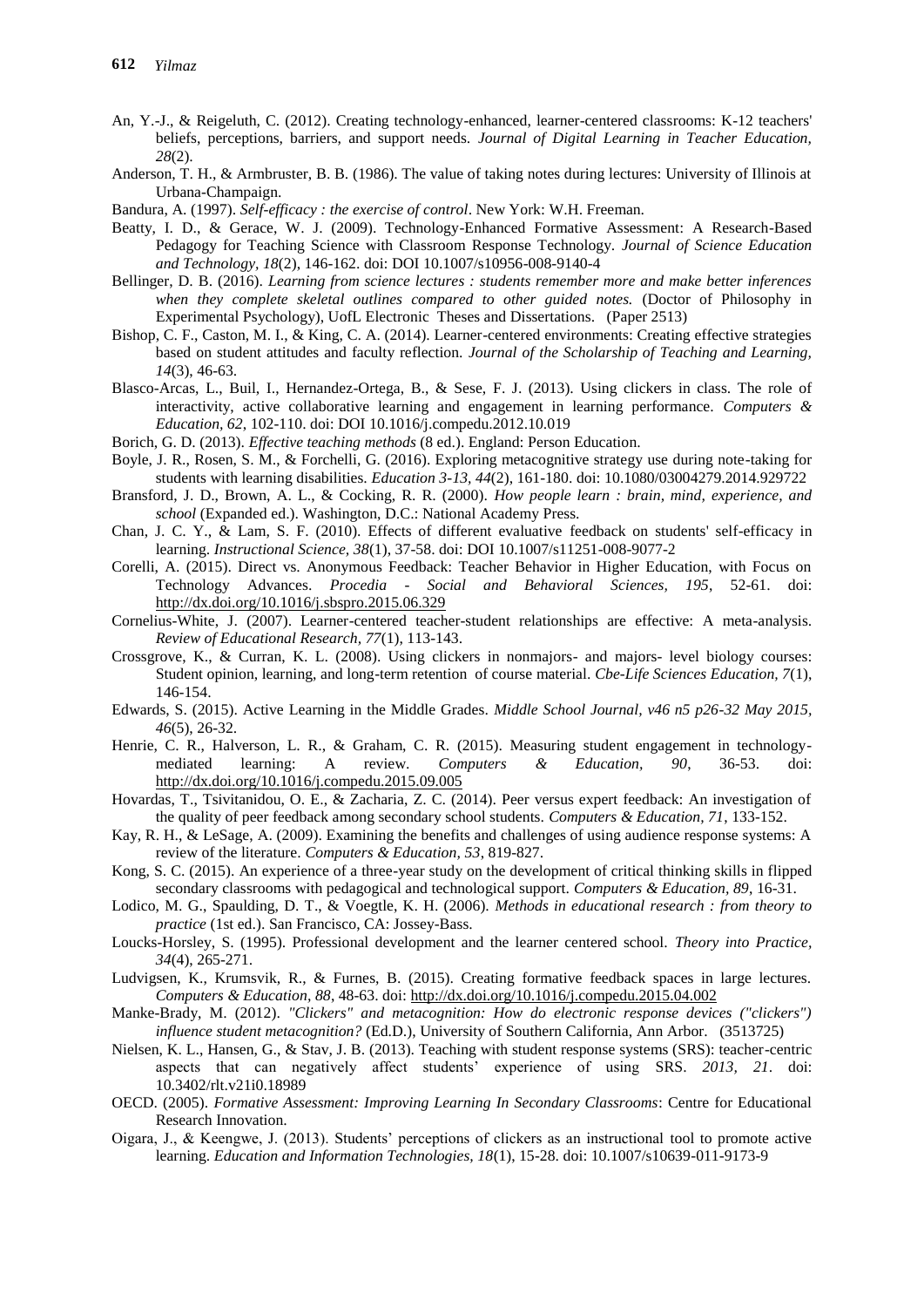An, Y.-J., & Reigeluth, C. (2012). Creating technology-enhanced, learner-centered classrooms: K-12 teachers' beliefs, perceptions, barriers, and support needs. *Journal of Digital Learning in Teacher Education, 28*(2).

Anderson, T. H., & Armbruster, B. B. (1986). The value of taking notes during lectures: University of Illinois at Urbana-Champaign.

Bandura, A. (1997). *Self-efficacy : the exercise of control*. New York: W.H. Freeman.

Beatty, I. D., & Gerace, W. J. (2009). Technology-Enhanced Formative Assessment: A Research-Based Pedagogy for Teaching Science with Classroom Response Technology. *Journal of Science Education and Technology, 18*(2), 146-162. doi: DOI 10.1007/s10956-008-9140-4

Bellinger, D. B. (2016). *Learning from science lectures : students remember more and make better inferences when they complete skeletal outlines compared to other guided notes.* (Doctor of Philosophy in Experimental Psychology), UofL Electronic Theses and Dissertations. (Paper 2513)

Bishop, C. F., Caston, M. I., & King, C. A. (2014). Learner-centered environments: Creating effective strategies based on student attitudes and faculty reflection. *Journal of the Scholarship of Teaching and Learning, 14*(3), 46-63.

Blasco-Arcas, L., Buil, I., Hernandez-Ortega, B., & Sese, F. J. (2013). Using clickers in class. The role of interactivity, active collaborative learning and engagement in learning performance. *Computers & Education, 62*, 102-110. doi: DOI 10.1016/j.compedu.2012.10.019

Borich, G. D. (2013). *Effective teaching methods* (8 ed.). England: Person Education.

Boyle, J. R., Rosen, S. M., & Forchelli, G. (2016). Exploring metacognitive strategy use during note-taking for students with learning disabilities. *Education 3-13, 44*(2), 161-180. doi: 10.1080/03004279.2014.929722

Bransford, J. D., Brown, A. L., & Cocking, R. R. (2000). *How people learn : brain, mind, experience, and school* (Expanded ed.). Washington, D.C.: National Academy Press.

Chan, J. C. Y., & Lam, S. F. (2010). Effects of different evaluative feedback on students' self-efficacy in learning. *Instructional Science, 38*(1), 37-58. doi: DOI 10.1007/s11251-008-9077-2

Corelli, A. (2015). Direct vs. Anonymous Feedback: Teacher Behavior in Higher Education, with Focus on Technology Advances. *Procedia - Social and Behavioral Sciences, 195*, 52-61. doi: http://dx.doi.org/10.1016/j.sbspro.2015.06.329

Cornelius-White, J. (2007). Learner-centered teacher-student relationships are effective: A meta-analysis. *Review of Educational Research, 77*(1), 113-143.

Crossgrove, K., & Curran, K. L. (2008). Using clickers in nonmajors- and majors- level biology courses: Student opinion, learning, and long-term retention of course material. *Cbe-Life Sciences Education, 7*(1), 146-154.

Edwards, S. (2015). Active Learning in the Middle Grades. *Middle School Journal, v46 n5 p26-32 May 2015, 46*(5), 26-32.

Henrie, C. R., Halverson, L. R., & Graham, C. R. (2015). Measuring student engagement in technology-mediated learning: A review. *Computers & Education, 90*, 36-53. doi: http://dx.doi.org/10.1016/j.compedu.2015.09.005

Hovardas, T., Tsivitanidou, O. E., & Zacharia, Z. C. (2014). Peer versus expert feedback: An investigation of the quality of peer feedback among secondary school students. *Computers & Education, 71*, 133-152.

Kay, R. H., & LeSage, A. (2009). Examining the benefits and challenges of using audience response systems: A review of the literature. *Computers & Education, 53*, 819-827.

Kong, S. C. (2015). An experience of a three-year study on the development of critical thinking skills in flipped secondary classrooms with pedagogical and technological support. *Computers & Education, 89*, 16-31.

Lodico, M. G., Spaulding, D. T., & Voegtle, K. H. (2006). *Methods in educational research : from theory to practice* (1st ed.). San Francisco, CA: Jossey-Bass.

Loucks-Horsley, S. (1995). Professional development and the learner centered school. *Theory into Practice, 34*(4), 265-271.

Ludvigsen, K., Krumsvik, R., & Furnes, B. (2015). Creating formative feedback spaces in large lectures. *Computers & Education, 88*, 48-63. doi: http://dx.doi.org/10.1016/j.compedu.2015.04.002

Manke-Brady, M. (2012). *"Clickers" and metacognition: How do electronic response devices ("clickers") influence student metacognition?* (Ed.D.), University of Southern California, Ann Arbor. (3513725)

Nielsen, K. L., Hansen, G., & Stav, J. B. (2013). Teaching with student response systems (SRS): teacher-centric aspects that can negatively affect students' experience of using SRS. *2013, 21*. doi: 10.3402/rlt.v21i0.18989

OECD. (2005). *Formative Assessment: Improving Learning In Secondary Classrooms*: Centre for Educational Research Innovation.

Oigara, J., & Keengwe, J. (2013). Students' perceptions of clickers as an instructional tool to promote active learning. *Education and Information Technologies, 18*(1), 15-28. doi: 10.1007/s10639-011-9173-9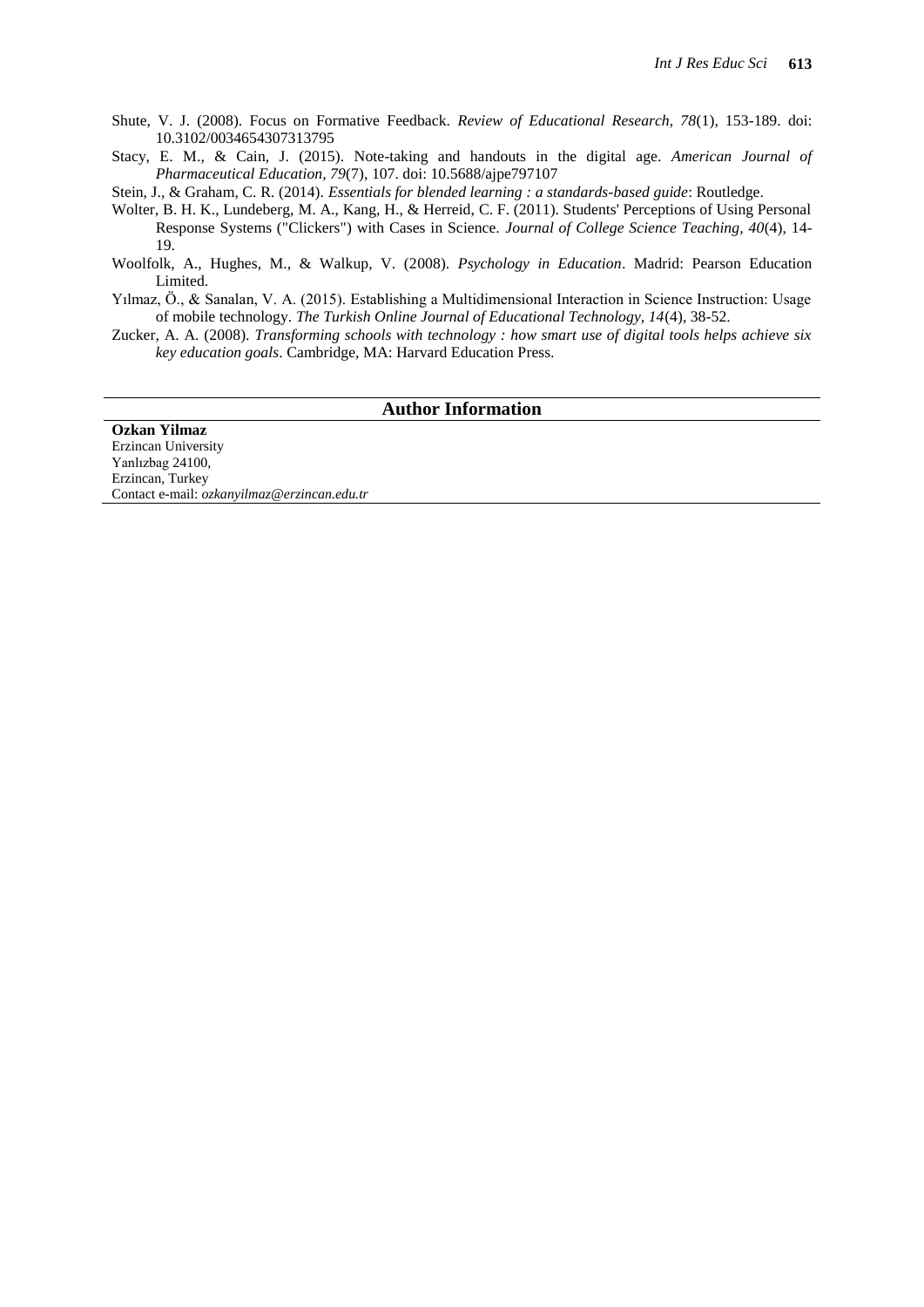Shute, V. J. (2008). Focus on Formative Feedback. *Review of Educational Research, 78*(1), 153-189. doi: 10.3102/0034654307313795

Stacy, E. M., & Cain, J. (2015). Note-taking and handouts in the digital age. *American Journal of Pharmaceutical Education, 79*(7), 107. doi: 10.5688/ajpe797107

Stein, J., & Graham, C. R. (2014). *Essentials for blended learning : a standards-based guide*: Routledge.

Wolter, B. H. K., Lundeberg, M. A., Kang, H., & Herreid, C. F. (2011). Students' Perceptions of Using Personal Response Systems ("Clickers") with Cases in Science. *Journal of College Science Teaching, 40*(4), 14-19.

Woolfolk, A., Hughes, M., & Walkup, V. (2008). *Psychology in Education*. Madrid: Pearson Education Limited.

Yılmaz, Ö., & Sanalan, V. A. (2015). Establishing a Multidimensional Interaction in Science Instruction: Usage of mobile technology. *The Turkish Online Journal of Educational Technology, 14*(4), 38-52.

Zucker, A. A. (2008). *Transforming schools with technology : how smart use of digital tools helps achieve six key education goals*. Cambridge, MA: Harvard Education Press.

## Author Information

**Ozkan Yilmaz**
Erzincan University
Yanlızbag 24100,
Erzincan, Turkey
Contact e-mail: *ozkanyilmaz@erzincan.edu.tr*